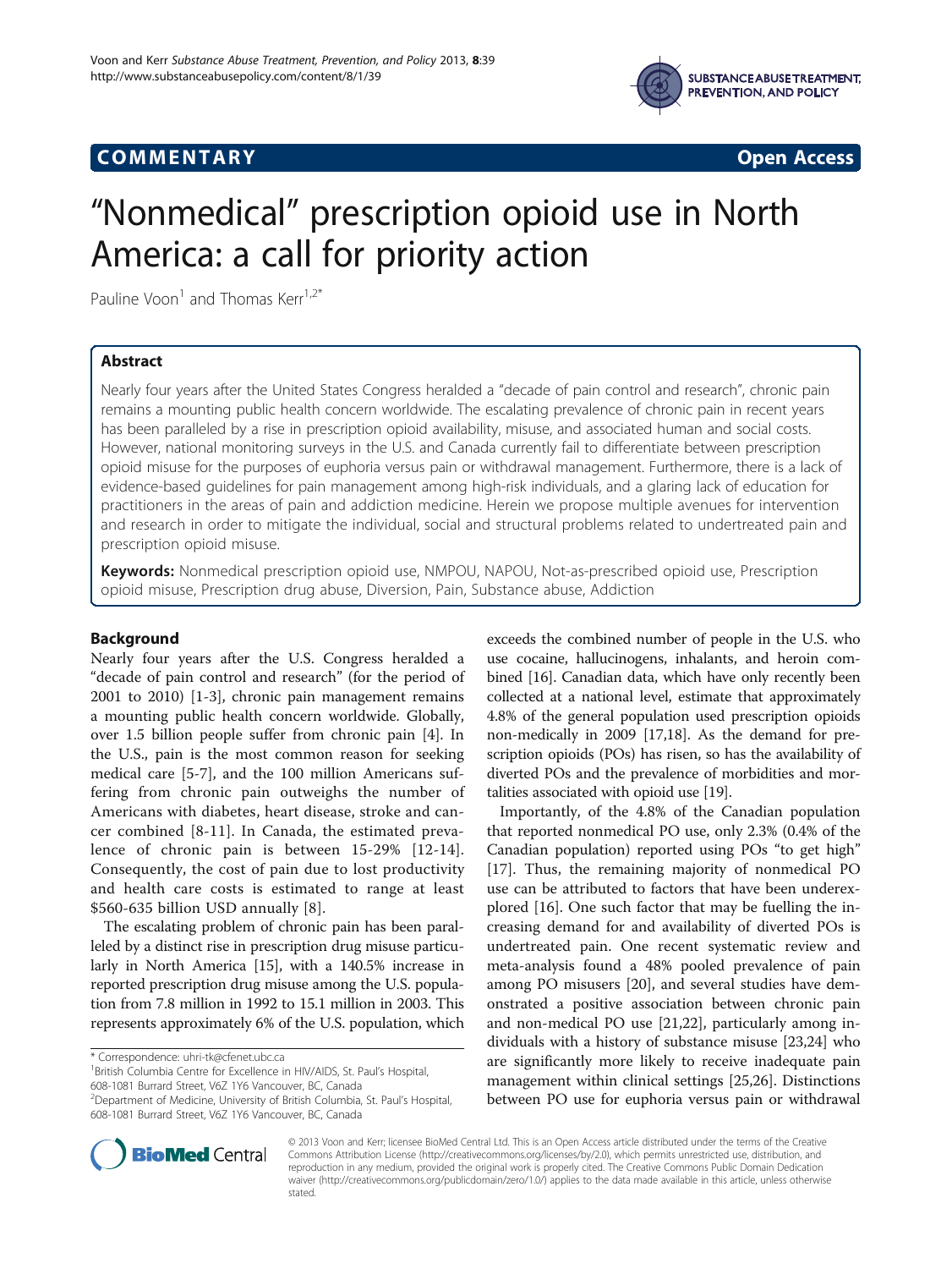COMMENTARY Open Access

# "Nonmedical" prescription opioid use in North America: a call for priority action

Pauline Voon[1] and Thomas Kerr[1,2*]

## Abstract

Nearly four years after the United States Congress heralded a "decade of pain control and research", chronic pain remains a mounting public health concern worldwide. The escalating prevalence of chronic pain in recent years has been paralleled by a rise in prescription opioid availability, misuse, and associated human and social costs. However, national monitoring surveys in the U.S. and Canada currently fail to differentiate between prescription opioid misuse for the purposes of euphoria versus pain or withdrawal management. Furthermore, there is a lack of evidence-based guidelines for pain management among high-risk individuals, and a glaring lack of education for practitioners in the areas of pain and addiction medicine. Herein we propose multiple avenues for intervention and research in order to mitigate the individual, social and structural problems related to undertreated pain and prescription opioid misuse.

**Keywords:** Nonmedical prescription opioid use, NMPOU, NAPOU, Not-as-prescribed opioid use, Prescription opioid misuse, Prescription drug abuse, Diversion, Pain, Substance abuse, Addiction

## Background

Nearly four years after the U.S. Congress heralded a "decade of pain control and research" (for the period of 2001 to 2010) [1-3], chronic pain management remains a mounting public health concern worldwide. Globally, over 1.5 billion people suffer from chronic pain [4]. In the U.S., pain is the most common reason for seeking medical care [5-7], and the 100 million Americans suffering from chronic pain outweighs the number of Americans with diabetes, heart disease, stroke and cancer combined [8-11]. In Canada, the estimated prevalence of chronic pain is between 15-29% [12-14]. Consequently, the cost of pain due to lost productivity and health care costs is estimated to range at least \$560-635 billion USD annually [8].

The escalating problem of chronic pain has been paralleled by a distinct rise in prescription drug misuse particularly in North America [15], with a 140.5% increase in reported prescription drug misuse among the U.S. population from 7.8 million in 1992 to 15.1 million in 2003. This represents approximately 6% of the U.S. population, which exceeds the combined number of people in the U.S. who use cocaine, hallucinogens, inhalants, and heroin combined [16]. Canadian data, which have only recently been collected at a national level, estimate that approximately 4.8% of the general population used prescription opioids non-medically in 2009 [17,18]. As the demand for prescription opioids (POs) has risen, so has the availability of diverted POs and the prevalence of morbidities and mortalities associated with opioid use [19].

Importantly, of the 4.8% of the Canadian population that reported nonmedical PO use, only 2.3% (0.4% of the Canadian population) reported using POs "to get high" [17]. Thus, the remaining majority of nonmedical PO use can be attributed to factors that have been underexplored [16]. One such factor that may be fuelling the increasing demand for and availability of diverted POs is undertreated pain. One recent systematic review and meta-analysis found a 48% pooled prevalence of pain among PO misusers [20], and several studies have demonstrated a positive association between chronic pain and non-medical PO use [21,22], particularly among individuals with a history of substance misuse [23,24] who are significantly more likely to receive inadequate pain management within clinical settings [25,26]. Distinctions between PO use for euphoria versus pain or withdrawal

* Correspondence: uhri-tk@cfenet.ubc.ca
[1]British Columbia Centre for Excellence in HIV/AIDS, St. Paul's Hospital, 608-1081 Burrard Street, V6Z 1Y6 Vancouver, BC, Canada
[2]Department of Medicine, University of British Columbia, St. Paul's Hospital, 608-1081 Burrard Street, V6Z 1Y6 Vancouver, BC, Canada

© 2013 Voon and Kerr; licensee BioMed Central Ltd. This is an Open Access article distributed under the terms of the Creative Commons Attribution License (http://creativecommons.org/licenses/by/2.0), which permits unrestricted use, distribution, and reproduction in any medium, provided the original work is properly cited. The Creative Commons Public Domain Dedication waiver (http://creativecommons.org/publicdomain/zero/1.0/) applies to the data made available in this article, unless otherwise stated.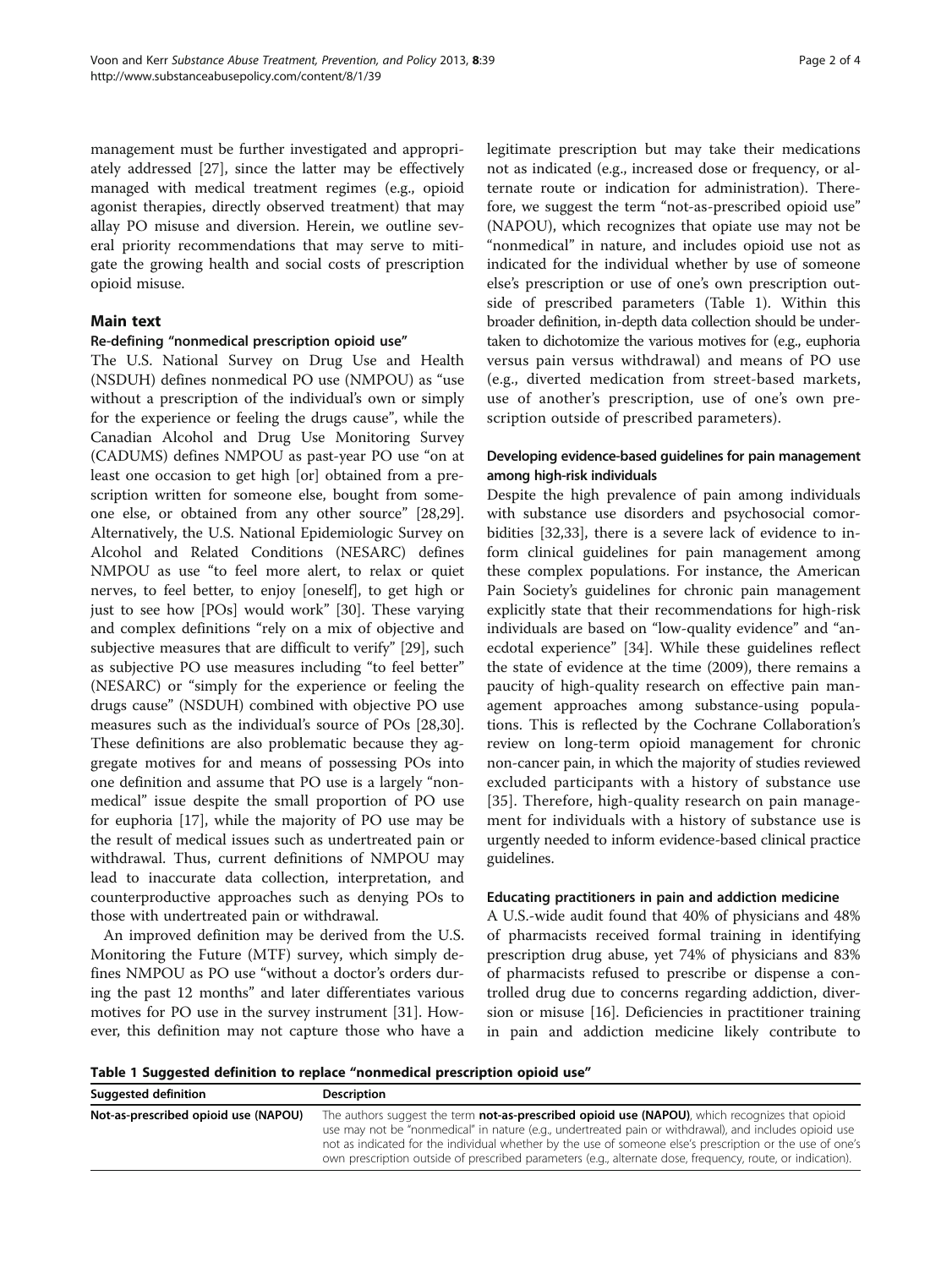management must be further investigated and appropriately addressed [27], since the latter may be effectively managed with medical treatment regimes (e.g., opioid agonist therapies, directly observed treatment) that may allay PO misuse and diversion. Herein, we outline several priority recommendations that may serve to mitigate the growing health and social costs of prescription opioid misuse.

## Main text

### Re-defining "nonmedical prescription opioid use"

The U.S. National Survey on Drug Use and Health (NSDUH) defines nonmedical PO use (NMPOU) as "use without a prescription of the individual's own or simply for the experience or feeling the drugs cause", while the Canadian Alcohol and Drug Use Monitoring Survey (CADUMS) defines NMPOU as past-year PO use "on at least one occasion to get high [or] obtained from a prescription written for someone else, bought from someone else, or obtained from any other source" [28,29]. Alternatively, the U.S. National Epidemiologic Survey on Alcohol and Related Conditions (NESARC) defines NMPOU as use "to feel more alert, to relax or quiet nerves, to feel better, to enjoy [oneself], to get high or just to see how [POs] would work" [30]. These varying and complex definitions "rely on a mix of objective and subjective measures that are difficult to verify" [29], such as subjective PO use measures including "to feel better" (NESARC) or "simply for the experience or feeling the drugs cause" (NSDUH) combined with objective PO use measures such as the individual's source of POs [28,30]. These definitions are also problematic because they aggregate motives for and means of possessing POs into one definition and assume that PO use is a largely "nonmedical" issue despite the small proportion of PO use for euphoria [17], while the majority of PO use may be the result of medical issues such as undertreated pain or withdrawal. Thus, current definitions of NMPOU may lead to inaccurate data collection, interpretation, and counterproductive approaches such as denying POs to those with undertreated pain or withdrawal.

An improved definition may be derived from the U.S. Monitoring the Future (MTF) survey, which simply defines NMPOU as PO use "without a doctor's orders during the past 12 months" and later differentiates various motives for PO use in the survey instrument [31]. However, this definition may not capture those who have a legitimate prescription but may take their medications not as indicated (e.g., increased dose or frequency, or alternate route or indication for administration). Therefore, we suggest the term "not-as-prescribed opioid use" (NAPOU), which recognizes that opiate use may not be "nonmedical" in nature, and includes opioid use not as indicated for the individual whether by use of someone else's prescription or use of one's own prescription outside of prescribed parameters (Table 1). Within this broader definition, in-depth data collection should be undertaken to dichotomize the various motives for (e.g., euphoria versus pain versus withdrawal) and means of PO use (e.g., diverted medication from street-based markets, use of another's prescription, use of one's own prescription outside of prescribed parameters).

### Developing evidence-based guidelines for pain management among high-risk individuals

Despite the high prevalence of pain among individuals with substance use disorders and psychosocial comorbidities [32,33], there is a severe lack of evidence to inform clinical guidelines for pain management among these complex populations. For instance, the American Pain Society's guidelines for chronic pain management explicitly state that their recommendations for high-risk individuals are based on "low-quality evidence" and "anecdotal experience" [34]. While these guidelines reflect the state of evidence at the time (2009), there remains a paucity of high-quality research on effective pain management approaches among substance-using populations. This is reflected by the Cochrane Collaboration's review on long-term opioid management for chronic non-cancer pain, in which the majority of studies reviewed excluded participants with a history of substance use [35]. Therefore, high-quality research on pain management for individuals with a history of substance use is urgently needed to inform evidence-based clinical practice guidelines.

### Educating practitioners in pain and addiction medicine

A U.S.-wide audit found that 40% of physicians and 48% of pharmacists received formal training in identifying prescription drug abuse, yet 74% of physicians and 83% of pharmacists refused to prescribe or dispense a controlled drug due to concerns regarding addiction, diversion or misuse [16]. Deficiencies in practitioner training in pain and addiction medicine likely contribute to

**Table 1 Suggested definition to replace "nonmedical prescription opioid use"**

| Suggested definition | Description |
|---|---|
| Not-as-prescribed opioid use (NAPOU) | The authors suggest the term **not-as-prescribed opioid use (NAPOU)**, which recognizes that opioid use may not be "nonmedical" in nature (e.g., undertreated pain or withdrawal), and includes opioid use not as indicated for the individual whether by the use of someone else's prescription or the use of one's own prescription outside of prescribed parameters (e.g., alternate dose, frequency, route, or indication). |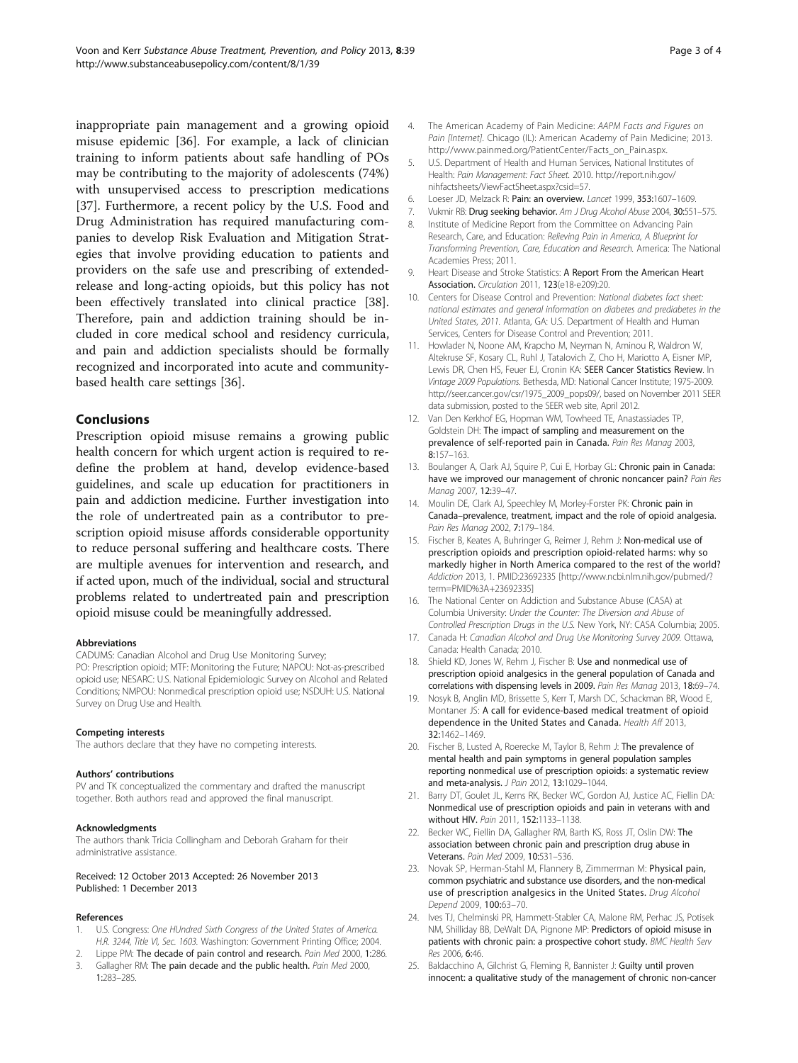inappropriate pain management and a growing opioid misuse epidemic [36]. For example, a lack of clinician training to inform patients about safe handling of POs may be contributing to the majority of adolescents (74%) with unsupervised access to prescription medications [37]. Furthermore, a recent policy by the U.S. Food and Drug Administration has required manufacturing companies to develop Risk Evaluation and Mitigation Strategies that involve providing education to patients and providers on the safe use and prescribing of extended-release and long-acting opioids, but this policy has not been effectively translated into clinical practice [38]. Therefore, pain and addiction training should be included in core medical school and residency curricula, and pain and addiction specialists should be formally recognized and incorporated into acute and community-based health care settings [36].

## Conclusions

Prescription opioid misuse remains a growing public health concern for which urgent action is required to redefine the problem at hand, develop evidence-based guidelines, and scale up education for practitioners in pain and addiction medicine. Further investigation into the role of undertreated pain as a contributor to prescription opioid misuse affords considerable opportunity to reduce personal suffering and healthcare costs. There are multiple avenues for intervention and research, and if acted upon, much of the individual, social and structural problems related to undertreated pain and prescription opioid misuse could be meaningfully addressed.

#### Abbreviations

CADUMS: Canadian Alcohol and Drug Use Monitoring Survey; PO: Prescription opioid; MTF: Monitoring the Future; NAPOU: Not-as-prescribed opioid use; NESARC: U.S. National Epidemiologic Survey on Alcohol and Related Conditions; NMPOU: Nonmedical prescription opioid use; NSDUH: U.S. National Survey on Drug Use and Health.

#### Competing interests

The authors declare that they have no competing interests.

#### Authors' contributions

PV and TK conceptualized the commentary and drafted the manuscript together. Both authors read and approved the final manuscript.

#### Acknowledgments

The authors thank Tricia Collingham and Deborah Graham for their administrative assistance.

Received: 12 October 2013 Accepted: 26 November 2013
Published: 1 December 2013

#### References

1. U.S. Congress: *One HUndred Sixth Congress of the United States of America. H.R. 3244, Title VI, Sec. 1603.* Washington: Government Printing Office; 2004.
2. Lippe PM: **The decade of pain control and research.** *Pain Med* 2000, **1**:286.
3. Gallagher RM: **The pain decade and the public health.** *Pain Med* 2000, **1**:283–285.
4. The American Academy of Pain Medicine: *AAPM Facts and Figures on Pain [Internet].* Chicago (IL): American Academy of Pain Medicine; 2013. http://www.painmed.org/PatientCenter/Facts_on_Pain.aspx.
5. U.S. Department of Health and Human Services, National Institutes of Health: *Pain Management: Fact Sheet.* 2010. http://report.nih.gov/nihfactsheets/ViewFactSheet.aspx?csid=57.
6. Loeser JD, Melzack R: **Pain: an overview.** *Lancet* 1999, **353**:1607–1609.
7. Vukmir RB: **Drug seeking behavior.** *Am J Drug Alcohol Abuse* 2004, **30**:551–575.
8. Institute of Medicine Report from the Committee on Advancing Pain Research, Care, and Education: *Relieving Pain in America, A Blueprint for Transforming Prevention, Care, Education and Research.* America: The National Academies Press; 2011.
9. Heart Disease and Stroke Statistics: **A Report From the American Heart Association.** *Circulation* 2011, **123**(e18-e209):20.
10. Centers for Disease Control and Prevention: *National diabetes fact sheet: national estimates and general information on diabetes and prediabetes in the United States, 2011.* Atlanta, GA: U.S. Department of Health and Human Services, Centers for Disease Control and Prevention; 2011.
11. Howlader N, Noone AM, Krapcho M, Neyman N, Aminou R, Waldron W, Altekruse SF, Kosary CL, Ruhl J, Tatalovich Z, Cho H, Mariotto A, Eisner MP, Lewis DR, Chen HS, Feuer EJ, Cronin KA: **SEER Cancer Statistics Review.** In *Vintage 2009 Populations.* Bethesda, MD: National Cancer Institute; 1975-2009. http://seer.cancer.gov/csr/1975_2009_pops09/, based on November 2011 SEER data submission, posted to the SEER web site, April 2012.
12. Van Den Kerkhof EG, Hopman WM, Towheed TE, Anastassiades TP, Goldstein DH: **The impact of sampling and measurement on the prevalence of self-reported pain in Canada.** *Pain Res Manag* 2003, **8**:157–163.
13. Boulanger A, Clark AJ, Squire P, Cui E, Horbay GL: **Chronic pain in Canada: have we improved our management of chronic noncancer pain?** *Pain Res Manag* 2007, **12**:39–47.
14. Moulin DE, Clark AJ, Speechley M, Morley-Forster PK: **Chronic pain in Canada–prevalence, treatment, impact and the role of opioid analgesia.** *Pain Res Manag* 2002, **7**:179–184.
15. Fischer B, Keates A, Buhringer G, Reimer J, Rehm J: **Non-medical use of prescription opioids and prescription opioid-related harms: why so markedly higher in North America compared to the rest of the world?** *Addiction* 2013, 1. PMID:23692335 [http://www.ncbi.nlm.nih.gov/pubmed/?term=PMID%3A+23692335]
16. The National Center on Addiction and Substance Abuse (CASA) at Columbia University: *Under the Counter: The Diversion and Abuse of Controlled Prescription Drugs in the U.S.* New York, NY: CASA Columbia; 2005.
17. Canada H: *Canadian Alcohol and Drug Use Monitoring Survey 2009.* Ottawa, Canada: Health Canada; 2010.
18. Shield KD, Jones W, Rehm J, Fischer B: **Use and nonmedical use of prescription opioid analgesics in the general population of Canada and correlations with dispensing levels in 2009.** *Pain Res Manag* 2013, **18**:69–74.
19. Nosyk B, Anglin MD, Brissette S, Kerr T, Marsh DC, Schackman BR, Wood E, Montaner JS: **A call for evidence-based medical treatment of opioid dependence in the United States and Canada.** *Health Aff* 2013, **32**:1462–1469.
20. Fischer B, Lusted A, Roerecke M, Taylor B, Rehm J: **The prevalence of mental health and pain symptoms in general population samples reporting nonmedical use of prescription opioids: a systematic review and meta-analysis.** *J Pain* 2012, **13**:1029–1044.
21. Barry DT, Goulet JL, Kerns RK, Becker WC, Gordon AJ, Justice AC, Fiellin DA: **Nonmedical use of prescription opioids and pain in veterans with and without HIV.** *Pain* 2011, **152**:1133–1138.
22. Becker WC, Fiellin DA, Gallagher RM, Barth KS, Ross JT, Oslin DW: **The association between chronic pain and prescription drug abuse in Veterans.** *Pain Med* 2009, **10**:531–536.
23. Novak SP, Herman-Stahl M, Flannery B, Zimmerman M: **Physical pain, common psychiatric and substance use disorders, and the non-medical use of prescription analgesics in the United States.** *Drug Alcohol Depend* 2009, **100**:63–70.
24. Ives TJ, Chelminski PR, Hammett-Stabler CA, Malone RM, Perhac JS, Potisek NM, Shilliday BB, DeWalt DA, Pignone MP: **Predictors of opioid misuse in patients with chronic pain: a prospective cohort study.** *BMC Health Serv Res* 2006, **6**:46.
25. Baldacchino A, Gilchrist G, Fleming R, Bannister J: **Guilty until proven innocent: a qualitative study of the management of chronic non-cancer**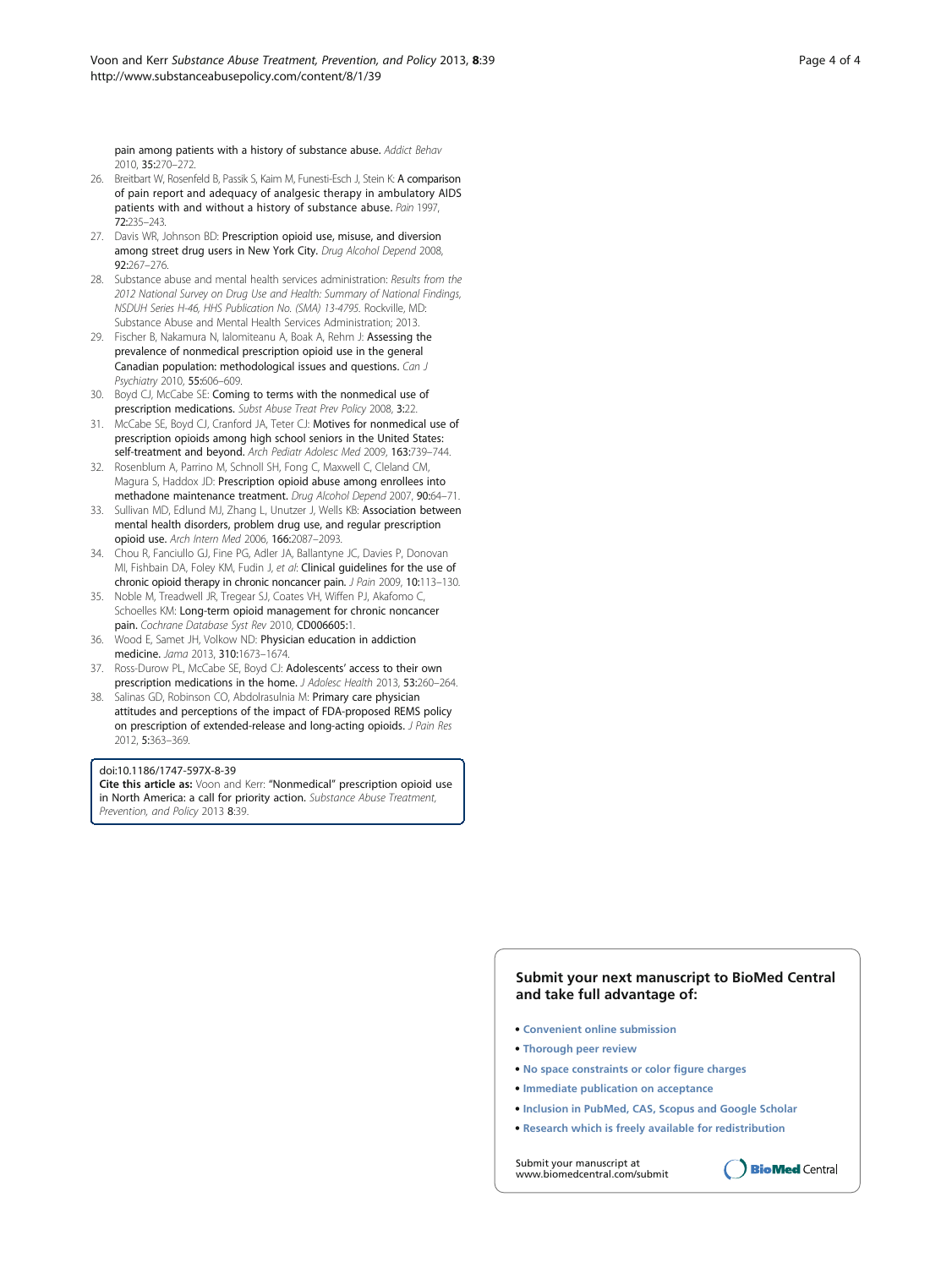pain among patients with a history of substance abuse. *Addict Behav* 2010, **35**:270–272.

26. Breitbart W, Rosenfeld B, Passik S, Kaim M, Funesti-Esch J, Stein K: **A comparison of pain report and adequacy of analgesic therapy in ambulatory AIDS patients with and without a history of substance abuse.** *Pain* 1997, **72**:235–243.
27. Davis WR, Johnson BD: **Prescription opioid use, misuse, and diversion among street drug users in New York City.** *Drug Alcohol Depend* 2008, **92**:267–276.
28. Substance abuse and mental health services administration: *Results from the 2012 National Survey on Drug Use and Health: Summary of National Findings, NSDUH Series H-46, HHS Publication No. (SMA) 13-4795.* Rockville, MD: Substance Abuse and Mental Health Services Administration; 2013.
29. Fischer B, Nakamura N, Ialomiteanu A, Boak A, Rehm J: **Assessing the prevalence of nonmedical prescription opioid use in the general Canadian population: methodological issues and questions.** *Can J Psychiatry* 2010, **55**:606–609.
30. Boyd CJ, McCabe SE: **Coming to terms with the nonmedical use of prescription medications.** *Subst Abuse Treat Prev Policy* 2008, **3**:22.
31. McCabe SE, Boyd CJ, Cranford JA, Teter CJ: **Motives for nonmedical use of prescription opioids among high school seniors in the United States: self-treatment and beyond.** *Arch Pediatr Adolesc Med* 2009, **163**:739–744.
32. Rosenblum A, Parrino M, Schnoll SH, Fong C, Maxwell C, Cleland CM, Magura S, Haddox JD: **Prescription opioid abuse among enrollees into methadone maintenance treatment.** *Drug Alcohol Depend* 2007, **90**:64–71.
33. Sullivan MD, Edlund MJ, Zhang L, Unutzer J, Wells KB: **Association between mental health disorders, problem drug use, and regular prescription opioid use.** *Arch Intern Med* 2006, **166**:2087–2093.
34. Chou R, Fanciullo GJ, Fine PG, Adler JA, Ballantyne JC, Davies P, Donovan MI, Fishbain DA, Foley KM, Fudin J, *et al*: **Clinical guidelines for the use of chronic opioid therapy in chronic noncancer pain.** *J Pain* 2009, **10**:113–130.
35. Noble M, Treadwell JR, Tregear SJ, Coates VH, Wiffen PJ, Akafomo C, Schoelles KM: **Long-term opioid management for chronic noncancer pain.** *Cochrane Database Syst Rev* 2010, **CD006605**:1.
36. Wood E, Samet JH, Volkow ND: **Physician education in addiction medicine.** *Jama* 2013, **310**:1673–1674.
37. Ross-Durow PL, McCabe SE, Boyd CJ: **Adolescents' access to their own prescription medications in the home.** *J Adolesc Health* 2013, **53**:260–264.
38. Salinas GD, Robinson CO, Abdolrasulnia M: **Primary care physician attitudes and perceptions of the impact of FDA-proposed REMS policy on prescription of extended-release and long-acting opioids.** *J Pain Res* 2012, **5**:363–369.

doi:10.1186/1747-597X-8-39

**Cite this article as:** Voon and Kerr: "Nonmedical" prescription opioid use in North America: a call for priority action. *Substance Abuse Treatment, Prevention, and Policy* 2013 **8**:39.

**Submit your next manuscript to BioMed Central and take full advantage of:**

- Convenient online submission
- Thorough peer review
- No space constraints or color figure charges
- Immediate publication on acceptance
- Inclusion in PubMed, CAS, Scopus and Google Scholar
- Research which is freely available for redistribution

Submit your manuscript at www.biomedcentral.com/submit

BioMed Central